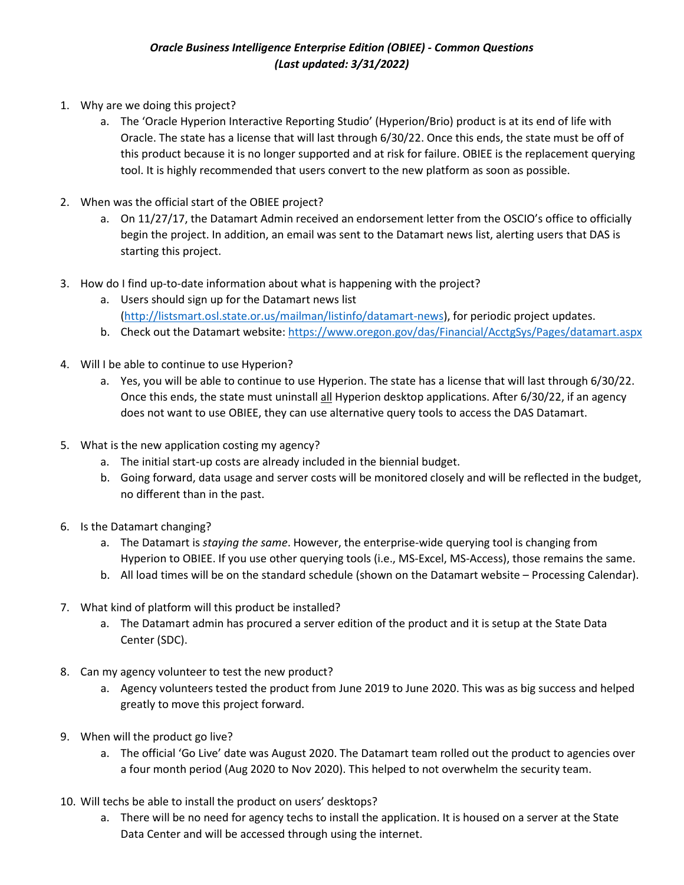***Oracle Business Intelligence Enterprise Edition (OBIEE) - Common Questions***
***(Last updated: 3/31/2022)***

1. Why are we doing this project?
   a. The 'Oracle Hyperion Interactive Reporting Studio' (Hyperion/Brio) product is at its end of life with Oracle. The state has a license that will last through 6/30/22. Once this ends, the state must be off of this product because it is no longer supported and at risk for failure. OBIEE is the replacement querying tool. It is highly recommended that users convert to the new platform as soon as possible.

2. When was the official start of the OBIEE project?
   a. On 11/27/17, the Datamart Admin received an endorsement letter from the OSCIO's office to officially begin the project. In addition, an email was sent to the Datamart news list, alerting users that DAS is starting this project.

3. How do I find up-to-date information about what is happening with the project?
   a. Users should sign up for the Datamart news list (http://listsmart.osl.state.or.us/mailman/listinfo/datamart-news), for periodic project updates.
   b. Check out the Datamart website: https://www.oregon.gov/das/Financial/AcctgSys/Pages/datamart.aspx

4. Will I be able to continue to use Hyperion?
   a. Yes, you will be able to continue to use Hyperion. The state has a license that will last through 6/30/22. Once this ends, the state must uninstall <u>all</u> Hyperion desktop applications. After 6/30/22, if an agency does not want to use OBIEE, they can use alternative query tools to access the DAS Datamart.

5. What is the new application costing my agency?
   a. The initial start-up costs are already included in the biennial budget.
   b. Going forward, data usage and server costs will be monitored closely and will be reflected in the budget, no different than in the past.

6. Is the Datamart changing?
   a. The Datamart is *staying the same*. However, the enterprise-wide querying tool is changing from Hyperion to OBIEE. If you use other querying tools (i.e., MS-Excel, MS-Access), those remains the same.
   b. All load times will be on the standard schedule (shown on the Datamart website – Processing Calendar).

7. What kind of platform will this product be installed?
   a. The Datamart admin has procured a server edition of the product and it is setup at the State Data Center (SDC).

8. Can my agency volunteer to test the new product?
   a. Agency volunteers tested the product from June 2019 to June 2020. This was as big success and helped greatly to move this project forward.

9. When will the product go live?
   a. The official 'Go Live' date was August 2020. The Datamart team rolled out the product to agencies over a four month period (Aug 2020 to Nov 2020). This helped to not overwhelm the security team.

10. Will techs be able to install the product on users' desktops?
    a. There will be no need for agency techs to install the application. It is housed on a server at the State Data Center and will be accessed through using the internet.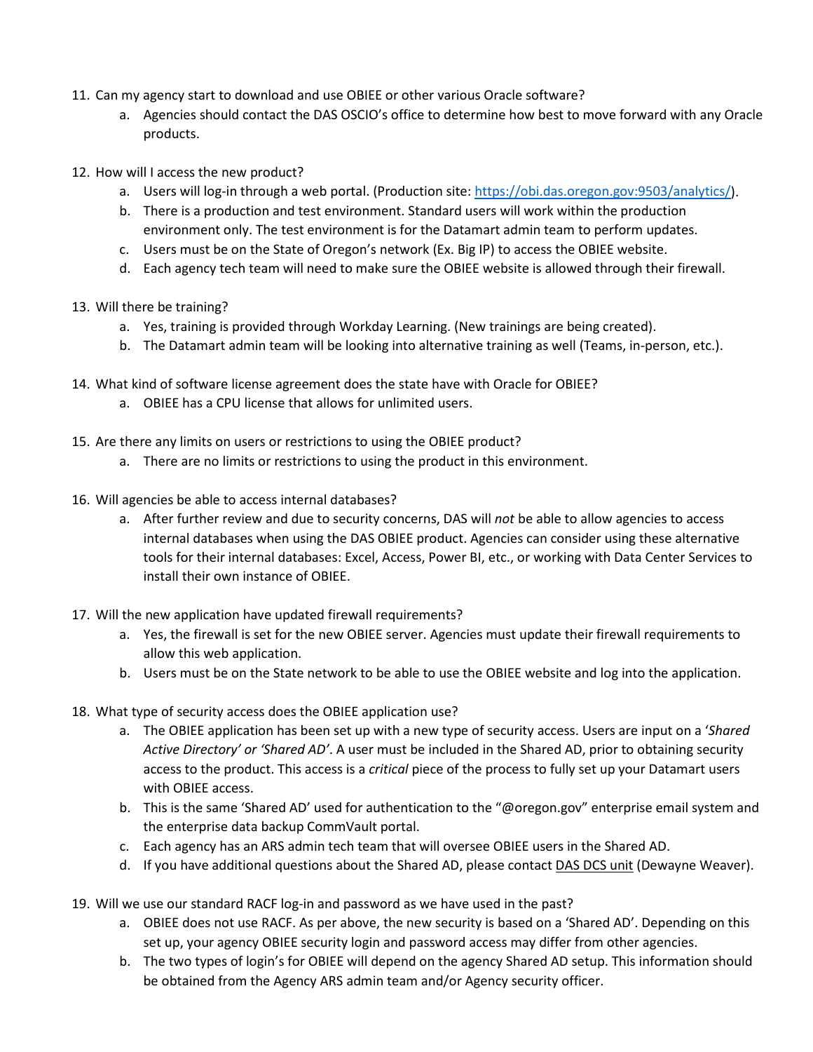11. Can my agency start to download and use OBIEE or other various Oracle software?
    a. Agencies should contact the DAS OSCIO's office to determine how best to move forward with any Oracle products.

12. How will I access the new product?
    a. Users will log-in through a web portal. (Production site: [https://obi.das.oregon.gov:9503/analytics/](https://obi.das.oregon.gov:9503/analytics/)).
    b. There is a production and test environment. Standard users will work within the production environment only. The test environment is for the Datamart admin team to perform updates.
    c. Users must be on the State of Oregon's network (Ex. Big IP) to access the OBIEE website.
    d. Each agency tech team will need to make sure the OBIEE website is allowed through their firewall.

13. Will there be training?
    a. Yes, training is provided through Workday Learning. (New trainings are being created).
    b. The Datamart admin team will be looking into alternative training as well (Teams, in-person, etc.).

14. What kind of software license agreement does the state have with Oracle for OBIEE?
    a. OBIEE has a CPU license that allows for unlimited users.

15. Are there any limits on users or restrictions to using the OBIEE product?
    a. There are no limits or restrictions to using the product in this environment.

16. Will agencies be able to access internal databases?
    a. After further review and due to security concerns, DAS will *not* be able to allow agencies to access internal databases when using the DAS OBIEE product. Agencies can consider using these alternative tools for their internal databases: Excel, Access, Power BI, etc., or working with Data Center Services to install their own instance of OBIEE.

17. Will the new application have updated firewall requirements?
    a. Yes, the firewall is set for the new OBIEE server. Agencies must update their firewall requirements to allow this web application.
    b. Users must be on the State network to be able to use the OBIEE website and log into the application.

18. What type of security access does the OBIEE application use?
    a. The OBIEE application has been set up with a new type of security access. Users are input on a '*Shared Active Directory' or 'Shared AD'*. A user must be included in the Shared AD, prior to obtaining security access to the product. This access is a *critical* piece of the process to fully set up your Datamart users with OBIEE access.
    b. This is the same 'Shared AD' used for authentication to the "@oregon.gov" enterprise email system and the enterprise data backup CommVault portal.
    c. Each agency has an ARS admin tech team that will oversee OBIEE users in the Shared AD.
    d. If you have additional questions about the Shared AD, please contact DAS DCS unit (Dewayne Weaver).

19. Will we use our standard RACF log-in and password as we have used in the past?
    a. OBIEE does not use RACF. As per above, the new security is based on a 'Shared AD'. Depending on this set up, your agency OBIEE security login and password access may differ from other agencies.
    b. The two types of login's for OBIEE will depend on the agency Shared AD setup. This information should be obtained from the Agency ARS admin team and/or Agency security officer.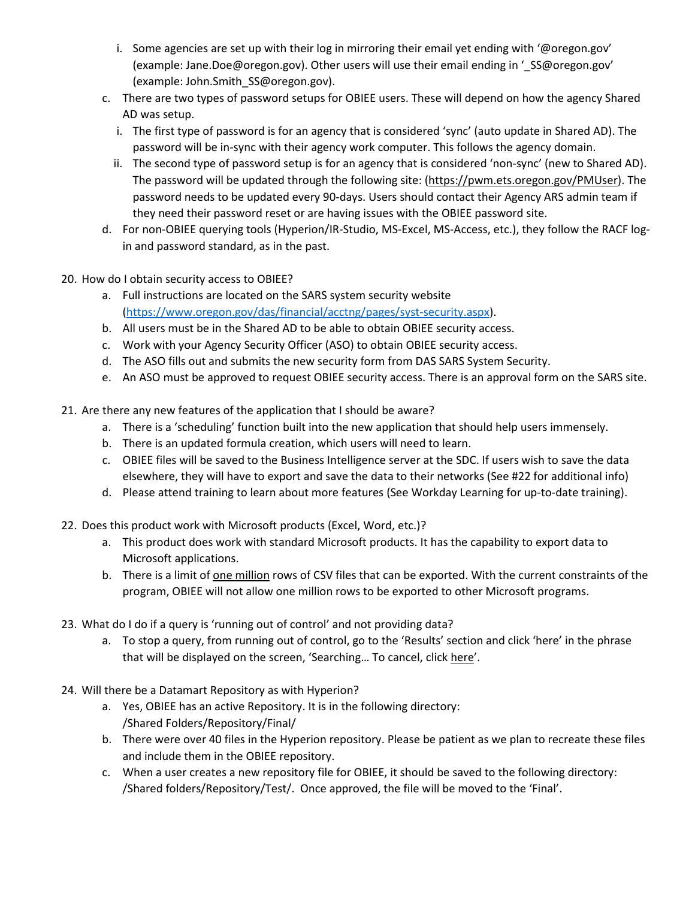i. Some agencies are set up with their log in mirroring their email yet ending with '@oregon.gov' (example: Jane.Doe@oregon.gov). Other users will use their email ending in '_SS@oregon.gov' (example: John.Smith_SS@oregon.gov).

c. There are two types of password setups for OBIEE users. These will depend on how the agency Shared AD was setup.
   i. The first type of password is for an agency that is considered 'sync' (auto update in Shared AD). The password will be in-sync with their agency work computer. This follows the agency domain.
   ii. The second type of password setup is for an agency that is considered 'non-sync' (new to Shared AD). The password will be updated through the following site: (https://pwm.ets.oregon.gov/PMUser). The password needs to be updated every 90-days. Users should contact their Agency ARS admin team if they need their password reset or are having issues with the OBIEE password site.

d. For non-OBIEE querying tools (Hyperion/IR-Studio, MS-Excel, MS-Access, etc.), they follow the RACF log-in and password standard, as in the past.

20. How do I obtain security access to OBIEE?
    a. Full instructions are located on the SARS system security website (https://www.oregon.gov/das/financial/acctng/pages/syst-security.aspx).
    b. All users must be in the Shared AD to be able to obtain OBIEE security access.
    c. Work with your Agency Security Officer (ASO) to obtain OBIEE security access.
    d. The ASO fills out and submits the new security form from DAS SARS System Security.
    e. An ASO must be approved to request OBIEE security access. There is an approval form on the SARS site.

21. Are there any new features of the application that I should be aware?
    a. There is a 'scheduling' function built into the new application that should help users immensely.
    b. There is an updated formula creation, which users will need to learn.
    c. OBIEE files will be saved to the Business Intelligence server at the SDC. If users wish to save the data elsewhere, they will have to export and save the data to their networks (See #22 for additional info)
    d. Please attend training to learn about more features (See Workday Learning for up-to-date training).

22. Does this product work with Microsoft products (Excel, Word, etc.)?
    a. This product does work with standard Microsoft products. It has the capability to export data to Microsoft applications.
    b. There is a limit of one million rows of CSV files that can be exported. With the current constraints of the program, OBIEE will not allow one million rows to be exported to other Microsoft programs.

23. What do I do if a query is 'running out of control' and not providing data?
    a. To stop a query, from running out of control, go to the 'Results' section and click 'here' in the phrase that will be displayed on the screen, 'Searching… To cancel, click here'.

24. Will there be a Datamart Repository as with Hyperion?
    a. Yes, OBIEE has an active Repository. It is in the following directory: /Shared Folders/Repository/Final/
    b. There were over 40 files in the Hyperion repository. Please be patient as we plan to recreate these files and include them in the OBIEE repository.
    c. When a user creates a new repository file for OBIEE, it should be saved to the following directory: /Shared folders/Repository/Test/. Once approved, the file will be moved to the 'Final'.